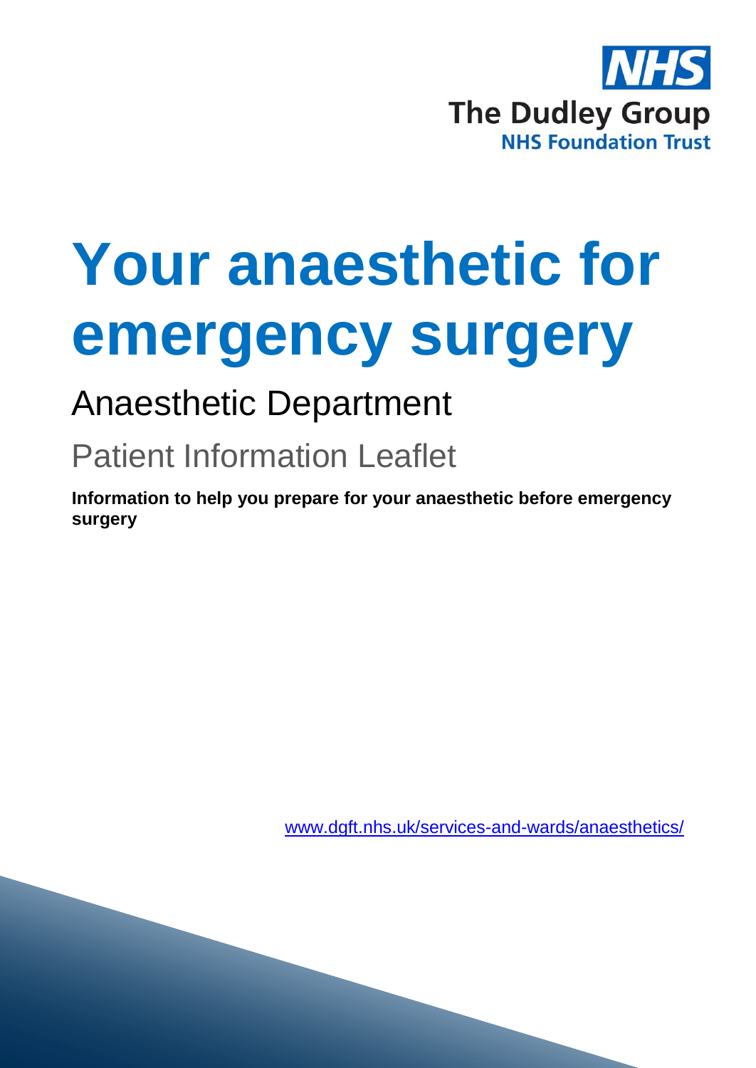NHS
The Dudley Group
NHS Foundation Trust

# Your anaesthetic for emergency surgery

## Anaesthetic Department

### Patient Information Leaflet

**Information to help you prepare for your anaesthetic before emergency surgery**

www.dgft.nhs.uk/services-and-wards/anaesthetics/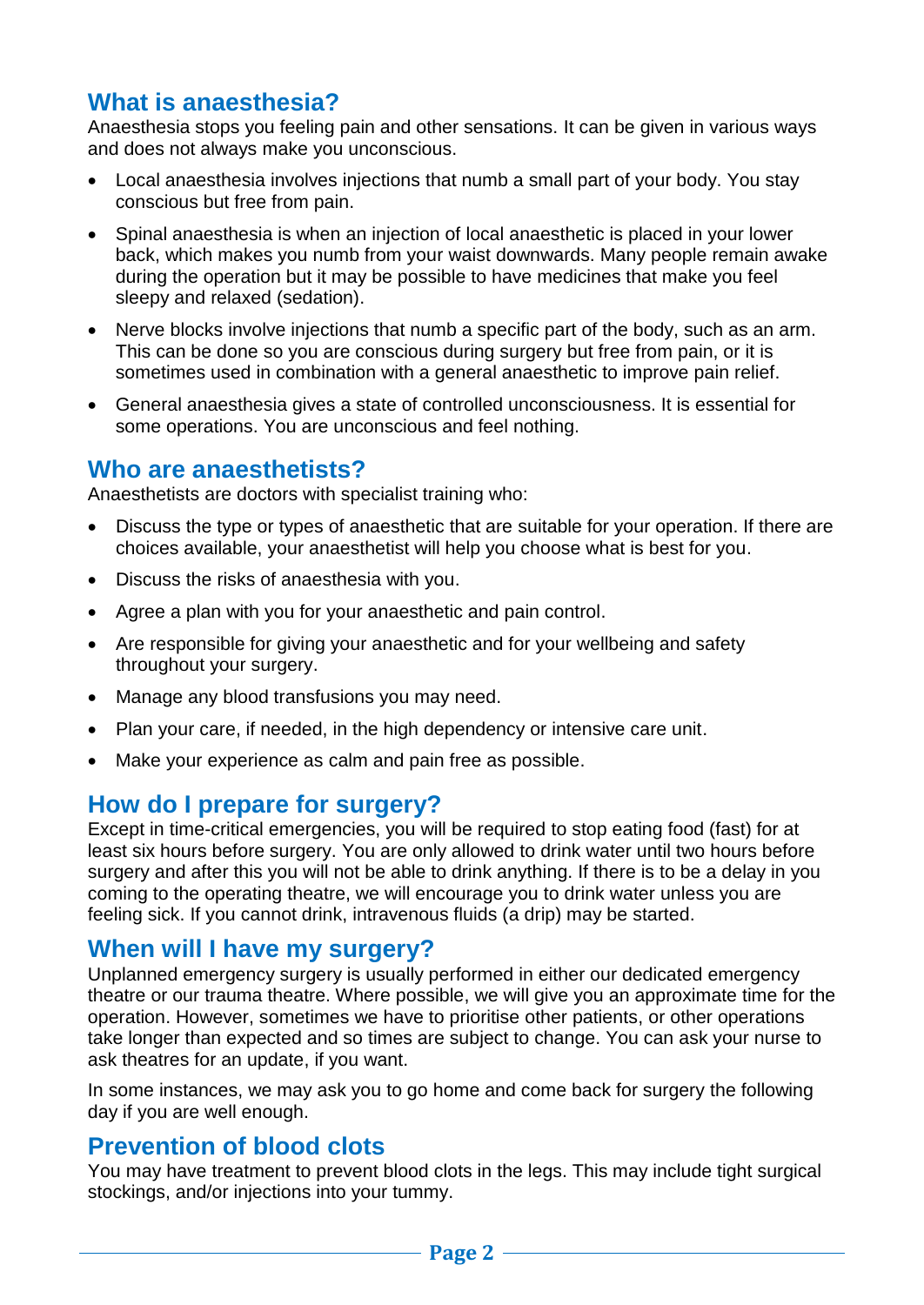## What is anaesthesia?

Anaesthesia stops you feeling pain and other sensations. It can be given in various ways and does not always make you unconscious.

- Local anaesthesia involves injections that numb a small part of your body. You stay conscious but free from pain.
- Spinal anaesthesia is when an injection of local anaesthetic is placed in your lower back, which makes you numb from your waist downwards. Many people remain awake during the operation but it may be possible to have medicines that make you feel sleepy and relaxed (sedation).
- Nerve blocks involve injections that numb a specific part of the body, such as an arm. This can be done so you are conscious during surgery but free from pain, or it is sometimes used in combination with a general anaesthetic to improve pain relief.
- General anaesthesia gives a state of controlled unconsciousness. It is essential for some operations. You are unconscious and feel nothing.

## Who are anaesthetists?

Anaesthetists are doctors with specialist training who:

- Discuss the type or types of anaesthetic that are suitable for your operation. If there are choices available, your anaesthetist will help you choose what is best for you.
- Discuss the risks of anaesthesia with you.
- Agree a plan with you for your anaesthetic and pain control.
- Are responsible for giving your anaesthetic and for your wellbeing and safety throughout your surgery.
- Manage any blood transfusions you may need.
- Plan your care, if needed, in the high dependency or intensive care unit.
- Make your experience as calm and pain free as possible.

## How do I prepare for surgery?

Except in time-critical emergencies, you will be required to stop eating food (fast) for at least six hours before surgery. You are only allowed to drink water until two hours before surgery and after this you will not be able to drink anything. If there is to be a delay in you coming to the operating theatre, we will encourage you to drink water unless you are feeling sick. If you cannot drink, intravenous fluids (a drip) may be started.

## When will I have my surgery?

Unplanned emergency surgery is usually performed in either our dedicated emergency theatre or our trauma theatre. Where possible, we will give you an approximate time for the operation. However, sometimes we have to prioritise other patients, or other operations take longer than expected and so times are subject to change. You can ask your nurse to ask theatres for an update, if you want.

In some instances, we may ask you to go home and come back for surgery the following day if you are well enough.

## Prevention of blood clots

You may have treatment to prevent blood clots in the legs. This may include tight surgical stockings, and/or injections into your tummy.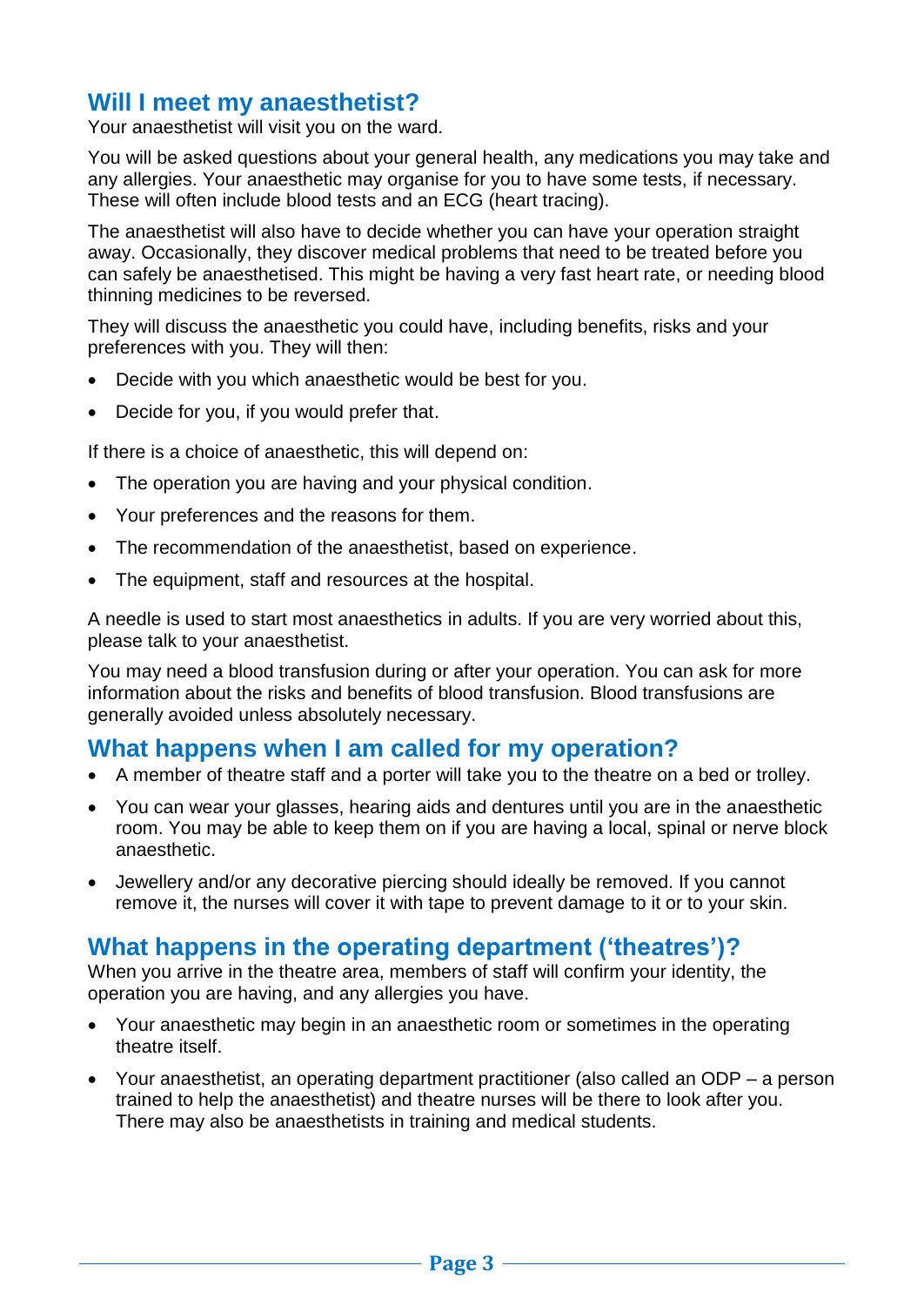## Will I meet my anaesthetist?

Your anaesthetist will visit you on the ward.

You will be asked questions about your general health, any medications you may take and any allergies. Your anaesthetic may organise for you to have some tests, if necessary. These will often include blood tests and an ECG (heart tracing).

The anaesthetist will also have to decide whether you can have your operation straight away. Occasionally, they discover medical problems that need to be treated before you can safely be anaesthetised. This might be having a very fast heart rate, or needing blood thinning medicines to be reversed.

They will discuss the anaesthetic you could have, including benefits, risks and your preferences with you. They will then:

- Decide with you which anaesthetic would be best for you.
- Decide for you, if you would prefer that.

If there is a choice of anaesthetic, this will depend on:

- The operation you are having and your physical condition.
- Your preferences and the reasons for them.
- The recommendation of the anaesthetist, based on experience.
- The equipment, staff and resources at the hospital.

A needle is used to start most anaesthetics in adults. If you are very worried about this, please talk to your anaesthetist.

You may need a blood transfusion during or after your operation. You can ask for more information about the risks and benefits of blood transfusion. Blood transfusions are generally avoided unless absolutely necessary.

## What happens when I am called for my operation?

- A member of theatre staff and a porter will take you to the theatre on a bed or trolley.
- You can wear your glasses, hearing aids and dentures until you are in the anaesthetic room. You may be able to keep them on if you are having a local, spinal or nerve block anaesthetic.
- Jewellery and/or any decorative piercing should ideally be removed. If you cannot remove it, the nurses will cover it with tape to prevent damage to it or to your skin.

## What happens in the operating department ('theatres')?

When you arrive in the theatre area, members of staff will confirm your identity, the operation you are having, and any allergies you have.

- Your anaesthetic may begin in an anaesthetic room or sometimes in the operating theatre itself.
- Your anaesthetist, an operating department practitioner (also called an ODP – a person trained to help the anaesthetist) and theatre nurses will be there to look after you. There may also be anaesthetists in training and medical students.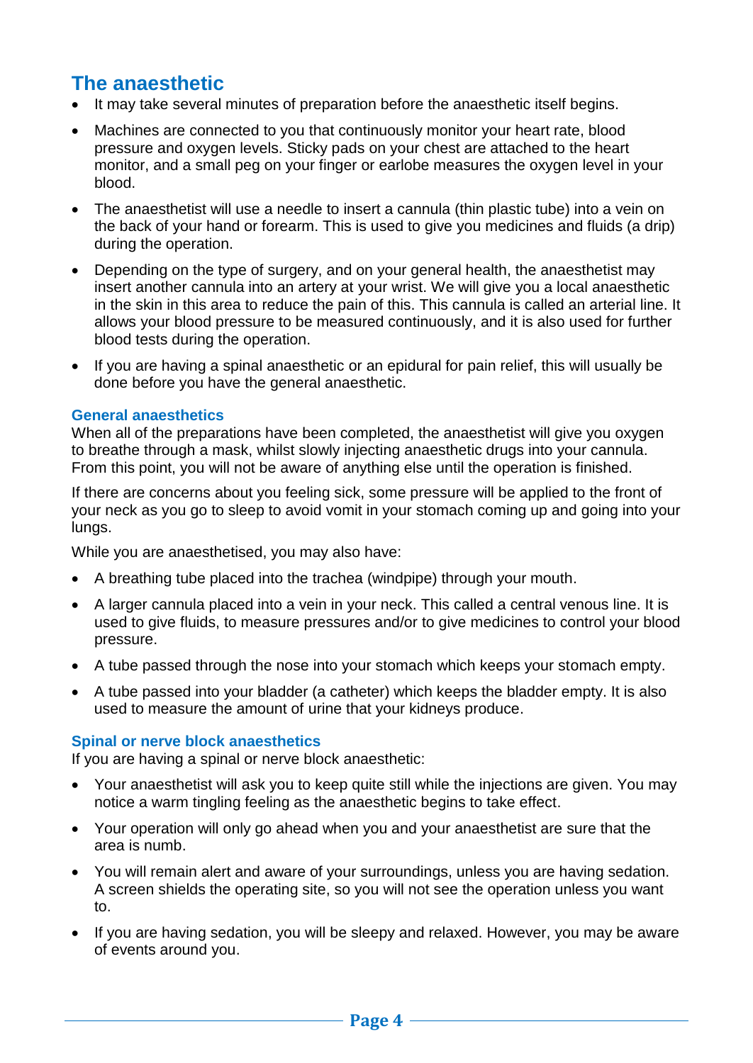## The anaesthetic

- It may take several minutes of preparation before the anaesthetic itself begins.
- Machines are connected to you that continuously monitor your heart rate, blood pressure and oxygen levels. Sticky pads on your chest are attached to the heart monitor, and a small peg on your finger or earlobe measures the oxygen level in your blood.
- The anaesthetist will use a needle to insert a cannula (thin plastic tube) into a vein on the back of your hand or forearm. This is used to give you medicines and fluids (a drip) during the operation.
- Depending on the type of surgery, and on your general health, the anaesthetist may insert another cannula into an artery at your wrist. We will give you a local anaesthetic in the skin in this area to reduce the pain of this. This cannula is called an arterial line. It allows your blood pressure to be measured continuously, and it is also used for further blood tests during the operation.
- If you are having a spinal anaesthetic or an epidural for pain relief, this will usually be done before you have the general anaesthetic.

### General anaesthetics

When all of the preparations have been completed, the anaesthetist will give you oxygen to breathe through a mask, whilst slowly injecting anaesthetic drugs into your cannula. From this point, you will not be aware of anything else until the operation is finished.

If there are concerns about you feeling sick, some pressure will be applied to the front of your neck as you go to sleep to avoid vomit in your stomach coming up and going into your lungs.

While you are anaesthetised, you may also have:

- A breathing tube placed into the trachea (windpipe) through your mouth.
- A larger cannula placed into a vein in your neck. This called a central venous line. It is used to give fluids, to measure pressures and/or to give medicines to control your blood pressure.
- A tube passed through the nose into your stomach which keeps your stomach empty.
- A tube passed into your bladder (a catheter) which keeps the bladder empty. It is also used to measure the amount of urine that your kidneys produce.

### Spinal or nerve block anaesthetics

If you are having a spinal or nerve block anaesthetic:

- Your anaesthetist will ask you to keep quite still while the injections are given. You may notice a warm tingling feeling as the anaesthetic begins to take effect.
- Your operation will only go ahead when you and your anaesthetist are sure that the area is numb.
- You will remain alert and aware of your surroundings, unless you are having sedation. A screen shields the operating site, so you will not see the operation unless you want to.
- If you are having sedation, you will be sleepy and relaxed. However, you may be aware of events around you.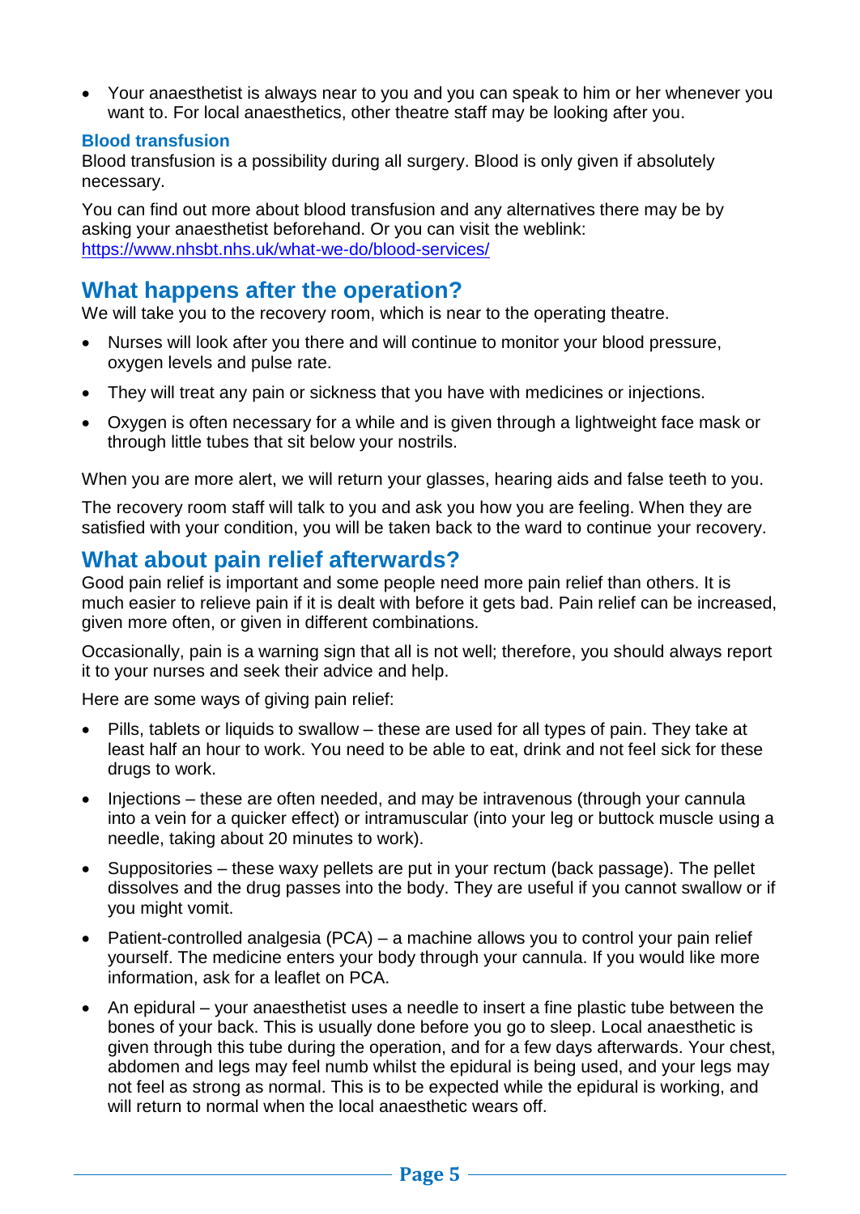- Your anaesthetist is always near to you and you can speak to him or her whenever you want to. For local anaesthetics, other theatre staff may be looking after you.

### Blood transfusion

Blood transfusion is a possibility during all surgery. Blood is only given if absolutely necessary.

You can find out more about blood transfusion and any alternatives there may be by asking your anaesthetist beforehand. Or you can visit the weblink: https://www.nhsbt.nhs.uk/what-we-do/blood-services/

## What happens after the operation?

We will take you to the recovery room, which is near to the operating theatre.

- Nurses will look after you there and will continue to monitor your blood pressure, oxygen levels and pulse rate.
- They will treat any pain or sickness that you have with medicines or injections.
- Oxygen is often necessary for a while and is given through a lightweight face mask or through little tubes that sit below your nostrils.

When you are more alert, we will return your glasses, hearing aids and false teeth to you.

The recovery room staff will talk to you and ask you how you are feeling. When they are satisfied with your condition, you will be taken back to the ward to continue your recovery.

## What about pain relief afterwards?

Good pain relief is important and some people need more pain relief than others. It is much easier to relieve pain if it is dealt with before it gets bad. Pain relief can be increased, given more often, or given in different combinations.

Occasionally, pain is a warning sign that all is not well; therefore, you should always report it to your nurses and seek their advice and help.

Here are some ways of giving pain relief:

- Pills, tablets or liquids to swallow – these are used for all types of pain. They take at least half an hour to work. You need to be able to eat, drink and not feel sick for these drugs to work.
- Injections – these are often needed, and may be intravenous (through your cannula into a vein for a quicker effect) or intramuscular (into your leg or buttock muscle using a needle, taking about 20 minutes to work).
- Suppositories – these waxy pellets are put in your rectum (back passage). The pellet dissolves and the drug passes into the body. They are useful if you cannot swallow or if you might vomit.
- Patient-controlled analgesia (PCA) – a machine allows you to control your pain relief yourself. The medicine enters your body through your cannula. If you would like more information, ask for a leaflet on PCA.
- An epidural – your anaesthetist uses a needle to insert a fine plastic tube between the bones of your back. This is usually done before you go to sleep. Local anaesthetic is given through this tube during the operation, and for a few days afterwards. Your chest, abdomen and legs may feel numb whilst the epidural is being used, and your legs may not feel as strong as normal. This is to be expected while the epidural is working, and will return to normal when the local anaesthetic wears off.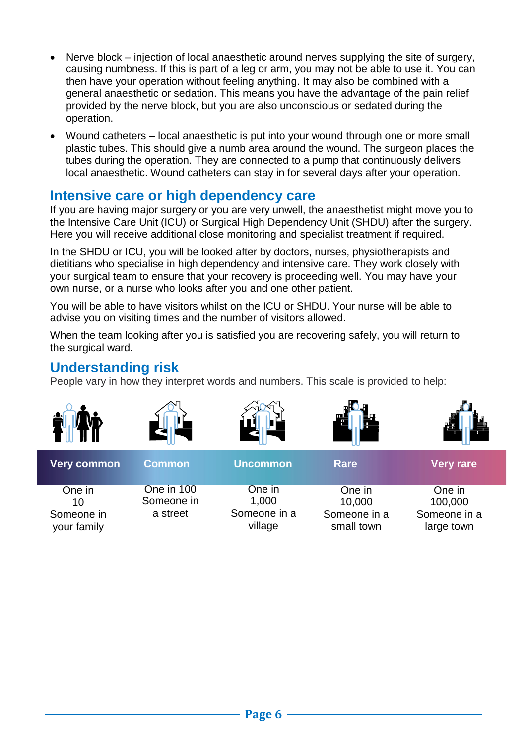- Nerve block – injection of local anaesthetic around nerves supplying the site of surgery, causing numbness. If this is part of a leg or arm, you may not be able to use it. You can then have your operation without feeling anything. It may also be combined with a general anaesthetic or sedation. This means you have the advantage of the pain relief provided by the nerve block, but you are also unconscious or sedated during the operation.
- Wound catheters – local anaesthetic is put into your wound through one or more small plastic tubes. This should give a numb area around the wound. The surgeon places the tubes during the operation. They are connected to a pump that continuously delivers local anaesthetic. Wound catheters can stay in for several days after your operation.

## Intensive care or high dependency care

If you are having major surgery or you are very unwell, the anaesthetist might move you to the Intensive Care Unit (ICU) or Surgical High Dependency Unit (SHDU) after the surgery. Here you will receive additional close monitoring and specialist treatment if required.

In the SHDU or ICU, you will be looked after by doctors, nurses, physiotherapists and dietitians who specialise in high dependency and intensive care. They work closely with your surgical team to ensure that your recovery is proceeding well. You may have your own nurse, or a nurse who looks after you and one other patient.

You will be able to have visitors whilst on the ICU or SHDU. Your nurse will be able to advise you on visiting times and the number of visitors allowed.

When the team looking after you is satisfied you are recovering safely, you will return to the surgical ward.

## Understanding risk

People vary in how they interpret words and numbers. This scale is provided to help:

| Very common | Common | Uncommon | Rare | Very rare |
|---|---|---|---|---|
| One in 10<br>Someone in your family | One in 100<br>Someone in a street | One in 1,000<br>Someone in a village | One in 10,000<br>Someone in a small town | One in 100,000<br>Someone in a large town |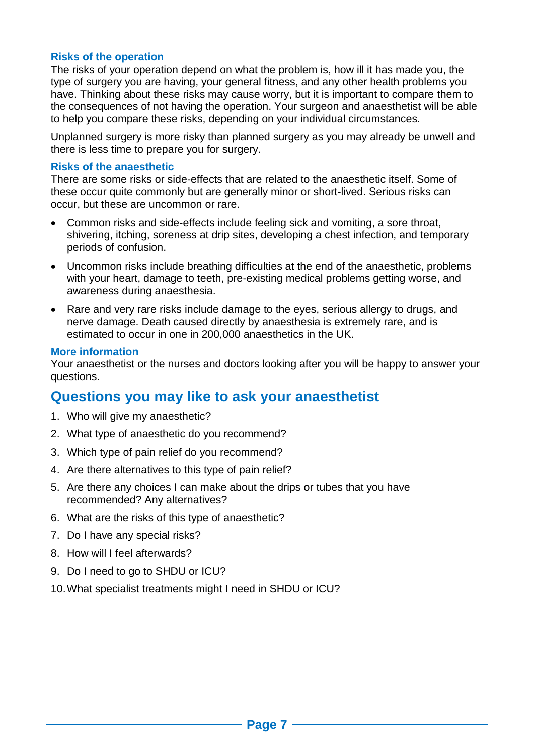### Risks of the operation

The risks of your operation depend on what the problem is, how ill it has made you, the type of surgery you are having, your general fitness, and any other health problems you have. Thinking about these risks may cause worry, but it is important to compare them to the consequences of not having the operation. Your surgeon and anaesthetist will be able to help you compare these risks, depending on your individual circumstances.

Unplanned surgery is more risky than planned surgery as you may already be unwell and there is less time to prepare you for surgery.

### Risks of the anaesthetic

There are some risks or side-effects that are related to the anaesthetic itself. Some of these occur quite commonly but are generally minor or short-lived. Serious risks can occur, but these are uncommon or rare.

- Common risks and side-effects include feeling sick and vomiting, a sore throat, shivering, itching, soreness at drip sites, developing a chest infection, and temporary periods of confusion.
- Uncommon risks include breathing difficulties at the end of the anaesthetic, problems with your heart, damage to teeth, pre-existing medical problems getting worse, and awareness during anaesthesia.
- Rare and very rare risks include damage to the eyes, serious allergy to drugs, and nerve damage. Death caused directly by anaesthesia is extremely rare, and is estimated to occur in one in 200,000 anaesthetics in the UK.

### More information

Your anaesthetist or the nurses and doctors looking after you will be happy to answer your questions.

## Questions you may like to ask your anaesthetist

1. Who will give my anaesthetic?
2. What type of anaesthetic do you recommend?
3. Which type of pain relief do you recommend?
4. Are there alternatives to this type of pain relief?
5. Are there any choices I can make about the drips or tubes that you have recommended? Any alternatives?
6. What are the risks of this type of anaesthetic?
7. Do I have any special risks?
8. How will I feel afterwards?
9. Do I need to go to SHDU or ICU?
10. What specialist treatments might I need in SHDU or ICU?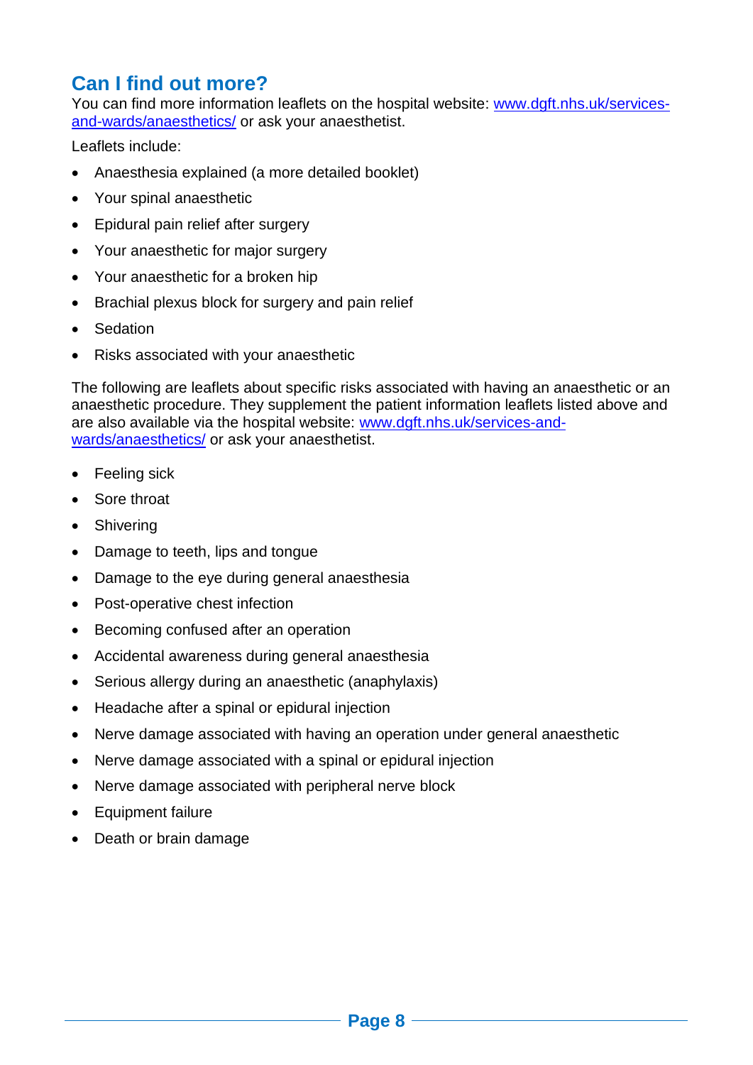## Can I find out more?

You can find more information leaflets on the hospital website: [www.dgft.nhs.uk/services-and-wards/anaesthetics/](www.dgft.nhs.uk/services-and-wards/anaesthetics/) or ask your anaesthetist.

Leaflets include:

- Anaesthesia explained (a more detailed booklet)
- Your spinal anaesthetic
- Epidural pain relief after surgery
- Your anaesthetic for major surgery
- Your anaesthetic for a broken hip
- Brachial plexus block for surgery and pain relief
- Sedation
- Risks associated with your anaesthetic

The following are leaflets about specific risks associated with having an anaesthetic or an anaesthetic procedure. They supplement the patient information leaflets listed above and are also available via the hospital website: [www.dgft.nhs.uk/services-and-wards/anaesthetics/](www.dgft.nhs.uk/services-and-wards/anaesthetics/) or ask your anaesthetist.

- Feeling sick
- Sore throat
- Shivering
- Damage to teeth, lips and tongue
- Damage to the eye during general anaesthesia
- Post-operative chest infection
- Becoming confused after an operation
- Accidental awareness during general anaesthesia
- Serious allergy during an anaesthetic (anaphylaxis)
- Headache after a spinal or epidural injection
- Nerve damage associated with having an operation under general anaesthetic
- Nerve damage associated with a spinal or epidural injection
- Nerve damage associated with peripheral nerve block
- Equipment failure
- Death or brain damage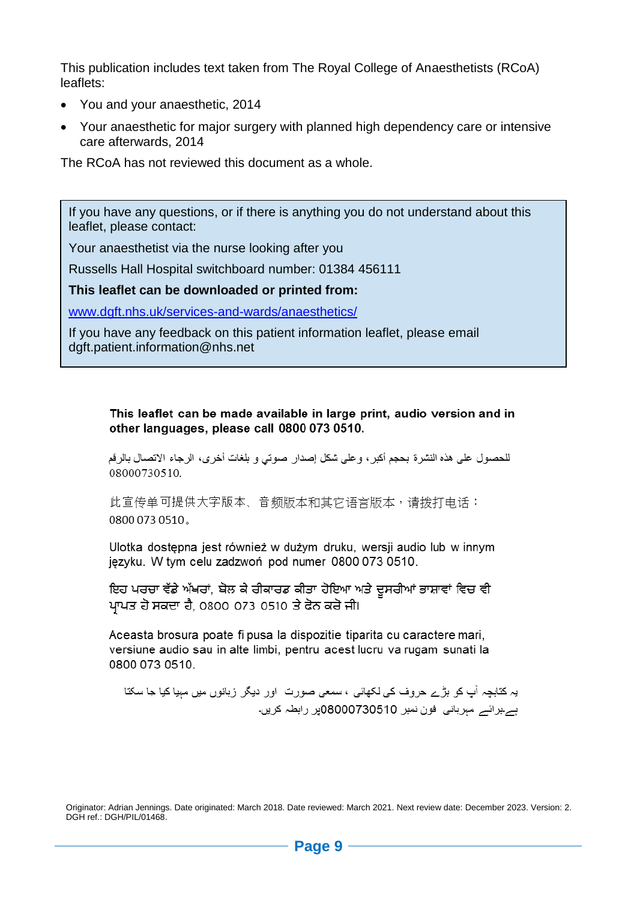This publication includes text taken from The Royal College of Anaesthetists (RCoA) leaflets:

- You and your anaesthetic, 2014
- Your anaesthetic for major surgery with planned high dependency care or intensive care afterwards, 2014

The RCoA has not reviewed this document as a whole.

If you have any questions, or if there is anything you do not understand about this leaflet, please contact:

Your anaesthetist via the nurse looking after you

Russells Hall Hospital switchboard number: 01384 456111

**This leaflet can be downloaded or printed from:**

www.dgft.nhs.uk/services-and-wards/anaesthetics/

If you have any feedback on this patient information leaflet, please email dgft.patient.information@nhs.net

**This leaflet can be made available in large print, audio version and in other languages, please call 0800 073 0510.**

للحصول على هذه النشرة بحجم أكبر، وعلى شكل إصدار صوتي و بلغات أخرى، الرجاء الاتصال بالرقم 08000730510.

此宣传单可提供大字版本、音频版本和其它语言版本，请拨打电话：0800 073 0510。

Ulotka dostępna jest również w dużym druku, wersji audio lub w innym języku. W tym celu zadzwoń pod numer 0800 073 0510.

ਇਹ ਪਰਚਾ ਵੱਡੇ ਅੱਖਰਾਂ, ਬੋਲ ਕੇ ਰੀਕਾਰਡ ਕੀਤਾ ਹੋਇਆ ਅਤੇ ਦੂਸਰੀਆਂ ਭਾਸ਼ਾਵਾਂ ਵਿਚ ਵੀ ਪ੍ਰਾਪਤ ਹੋ ਸਕਦਾ ਹੈ, 0800 073 0510 ਤੇ ਫੋਨ ਕਰੋ ਜੀ।

Aceasta brosura poate fi pusa la dispozitie tiparita cu caractere mari, versiune audio sau in alte limbi, pentru acest lucru va rugam sunati la 0800 073 0510.

یہ کتابچہ آپ کو بڑے حروف کی لکھائی ، سمعی صورت اور دیگر زبانوں میں مہیا کیا جا سکتا ہے۔برائے مہربانی فون نمبر 08000730510پر رابطہ کریں۔

Originator: Adrian Jennings. Date originated: March 2018. Date reviewed: March 2021. Next review date: December 2023. Version: 2. DGH ref.: DGH/PIL/01468.